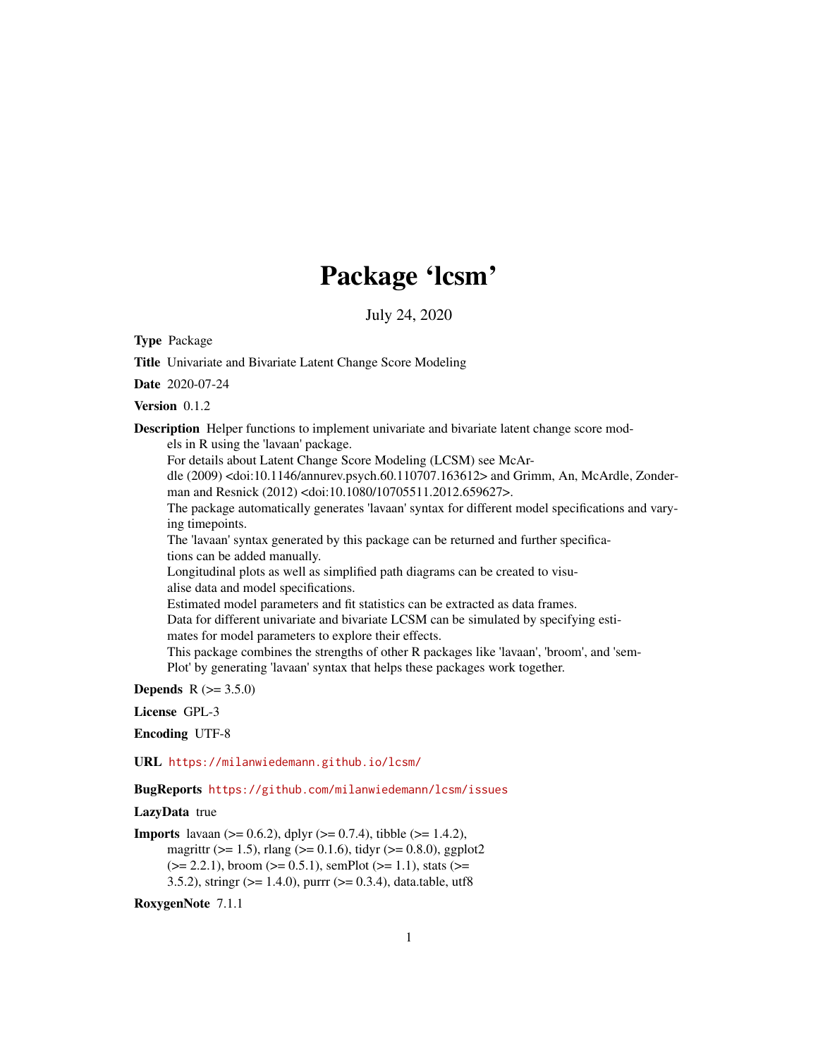# Package 'lcsm'

July 24, 2020

**Type** Package

**Title** Univariate and Bivariate Latent Change Score Modeling

**Date** 2020-07-24

**Version** 0.1.2

**Description** Helper functions to implement univariate and bivariate latent change score models in R using the 'lavaan' package.
For details about Latent Change Score Modeling (LCSM) see McArdle (2009) <doi:10.1146/annurev.psych.60.110707.163612> and Grimm, An, McArdle, Zonderman and Resnick (2012) <doi:10.1080/10705511.2012.659627>.
The package automatically generates 'lavaan' syntax for different model specifications and varying timepoints.
The 'lavaan' syntax generated by this package can be returned and further specifications can be added manually.
Longitudinal plots as well as simplified path diagrams can be created to visualise data and model specifications.
Estimated model parameters and fit statistics can be extracted as data frames.
Data for different univariate and bivariate LCSM can be simulated by specifying estimates for model parameters to explore their effects.
This package combines the strengths of other R packages like 'lavaan', 'broom', and 'semPlot' by generating 'lavaan' syntax that helps these packages work together.

**Depends** R (>= 3.5.0)

**License** GPL-3

**Encoding** UTF-8

**URL** https://milanwiedemann.github.io/lcsm/

**BugReports** https://github.com/milanwiedemann/lcsm/issues

**LazyData** true

**Imports** lavaan (>= 0.6.2), dplyr (>= 0.7.4), tibble (>= 1.4.2), magrittr (>= 1.5), rlang (>= 0.1.6), tidyr (>= 0.8.0), ggplot2 (>= 2.2.1), broom (>= 0.5.1), semPlot (>= 1.1), stats (>= 3.5.2), stringr (>= 1.4.0), purrr (>= 0.3.4), data.table, utf8

**RoxygenNote** 7.1.1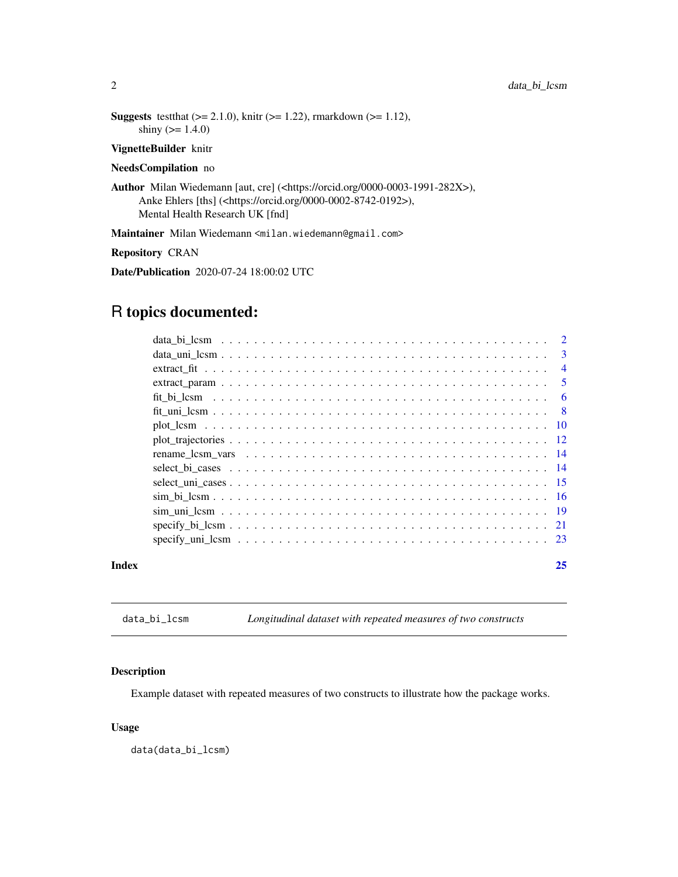**Suggests** testthat (>= 2.1.0), knitr (>= 1.22), rmarkdown (>= 1.12), shiny (>= 1.4.0)

**VignetteBuilder** knitr

**NeedsCompilation** no

**Author** Milan Wiedemann [aut, cre] (<https://orcid.org/0000-0003-1991-282X>), Anke Ehlers [ths] (<https://orcid.org/0000-0002-8742-0192>), Mental Health Research UK [fnd]

**Maintainer** Milan Wiedemann <milan.wiedemann@gmail.com>

**Repository** CRAN

**Date/Publication** 2020-07-24 18:00:02 UTC

# R topics documented:

| | |
|---|---|
| data_bi_lcsm | 2 |
| data_uni_lcsm | 3 |
| extract_fit | 4 |
| extract_param | 5 |
| fit_bi_lcsm | 6 |
| fit_uni_lcsm | 8 |
| plot_lcsm | 10 |
| plot_trajectories | 12 |
| rename_lcsm_vars | 14 |
| select_bi_cases | 14 |
| select_uni_cases | 15 |
| sim_bi_lcsm | 16 |
| sim_uni_lcsm | 19 |
| specify_bi_lcsm | 21 |
| specify_uni_lcsm | 23 |
| **Index** | **25** |

---

`data_bi_lcsm` *Longitudinal dataset with repeated measures of two constructs*

---

### Description

Example dataset with repeated measures of two constructs to illustrate how the package works.

### Usage

```
data(data_bi_lcsm)
```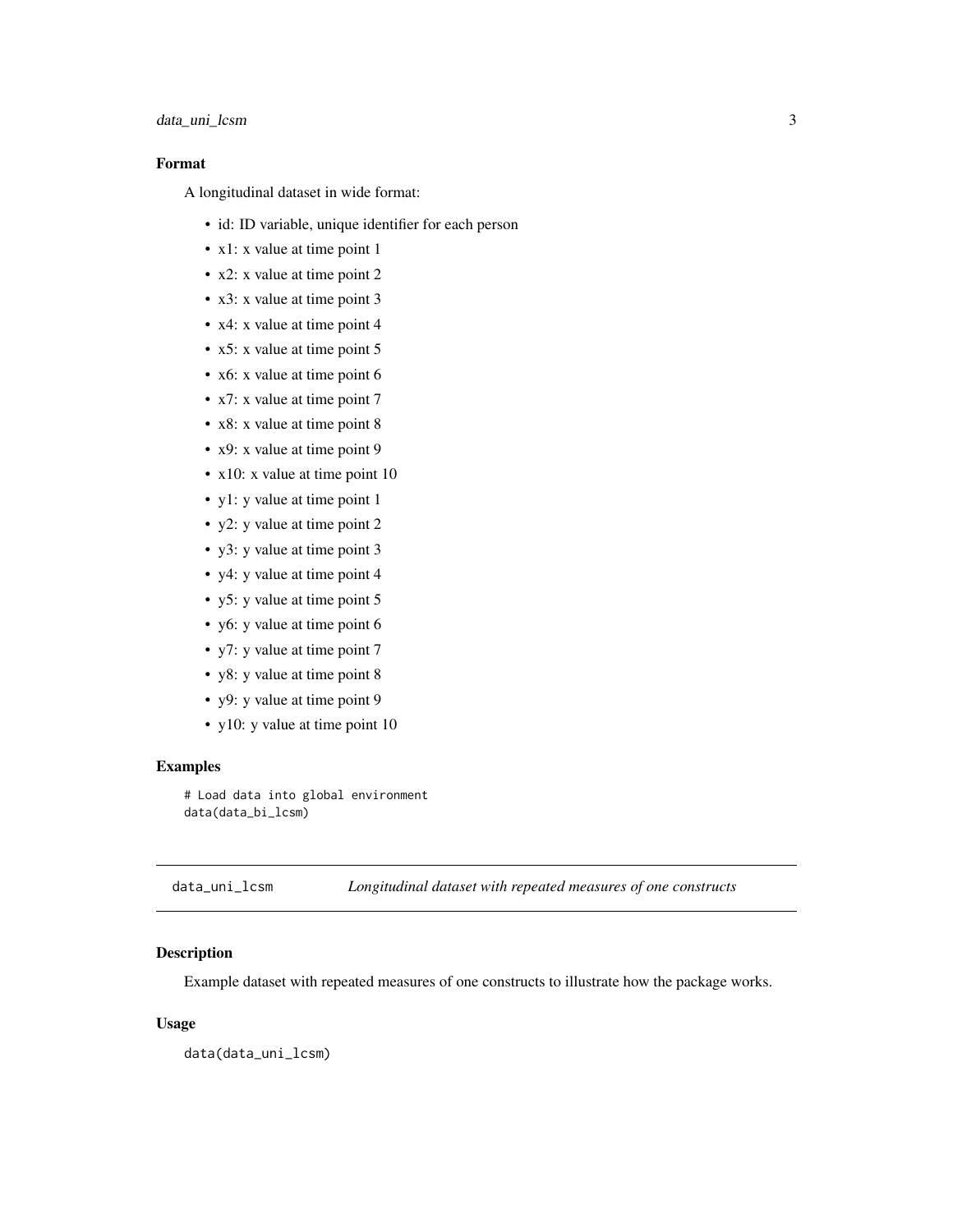## Format

A longitudinal dataset in wide format:

- id: ID variable, unique identifier for each person
- x1: x value at time point 1
- x2: x value at time point 2
- x3: x value at time point 3
- x4: x value at time point 4
- x5: x value at time point 5
- x6: x value at time point 6
- x7: x value at time point 7
- x8: x value at time point 8
- x9: x value at time point 9
- x10: x value at time point 10
- y1: y value at time point 1
- y2: y value at time point 2
- y3: y value at time point 3
- y4: y value at time point 4
- y5: y value at time point 5
- y6: y value at time point 6
- y7: y value at time point 7
- y8: y value at time point 8
- y9: y value at time point 9
- y10: y value at time point 10

## Examples

```
# Load data into global environment
data(data_bi_lcsm)
```

---

# data_uni_lcsm *Longitudinal dataset with repeated measures of one constructs*

## Description

Example dataset with repeated measures of one constructs to illustrate how the package works.

## Usage

```
data(data_uni_lcsm)
```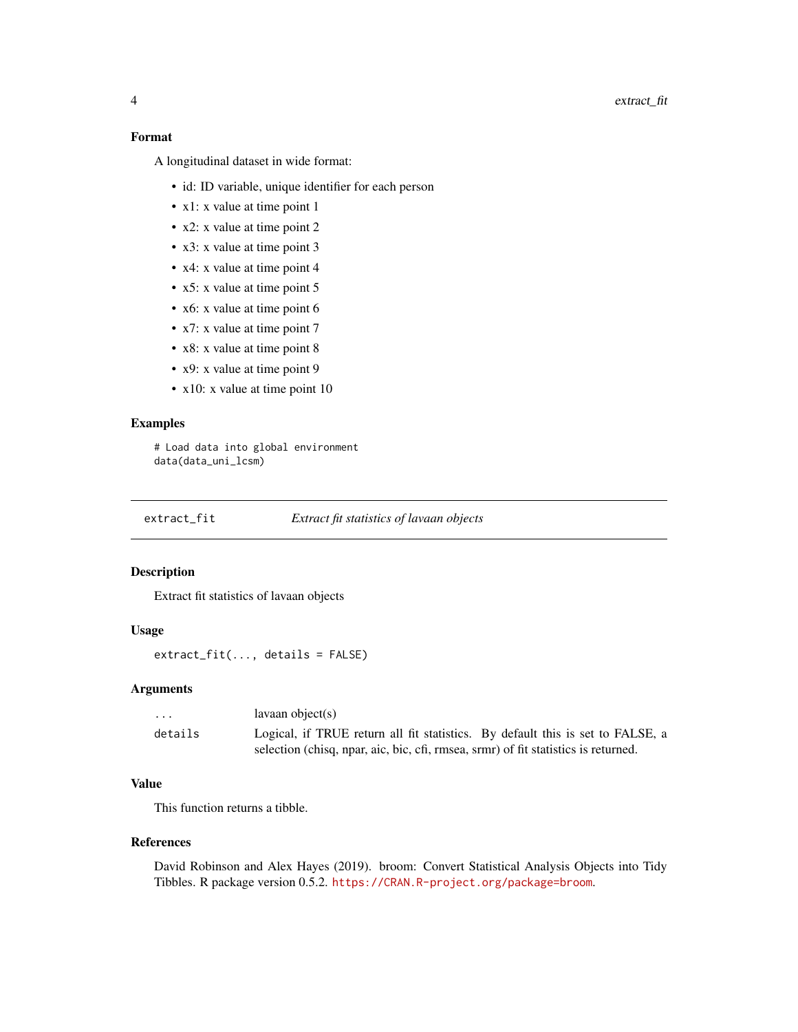### Format

A longitudinal dataset in wide format:

- id: ID variable, unique identifier for each person
- x1: x value at time point 1
- x2: x value at time point 2
- x3: x value at time point 3
- x4: x value at time point 4
- x5: x value at time point 5
- x6: x value at time point 6
- x7: x value at time point 7
- x8: x value at time point 8
- x9: x value at time point 9
- x10: x value at time point 10

### Examples

```
# Load data into global environment
data(data_uni_lcsm)
```

---

## extract_fit *Extract fit statistics of lavaan objects*

---

### Description

Extract fit statistics of lavaan objects

### Usage

```
extract_fit(..., details = FALSE)
```

### Arguments

| | |
|---|---|
| ... | lavaan object(s) |
| details | Logical, if TRUE return all fit statistics. By default this is set to FALSE, a selection (chisq, npar, aic, bic, cfi, rmsea, srmr) of fit statistics is returned. |

### Value

This function returns a tibble.

### References

David Robinson and Alex Hayes (2019). broom: Convert Statistical Analysis Objects into Tidy Tibbles. R package version 0.5.2. https://CRAN.R-project.org/package=broom.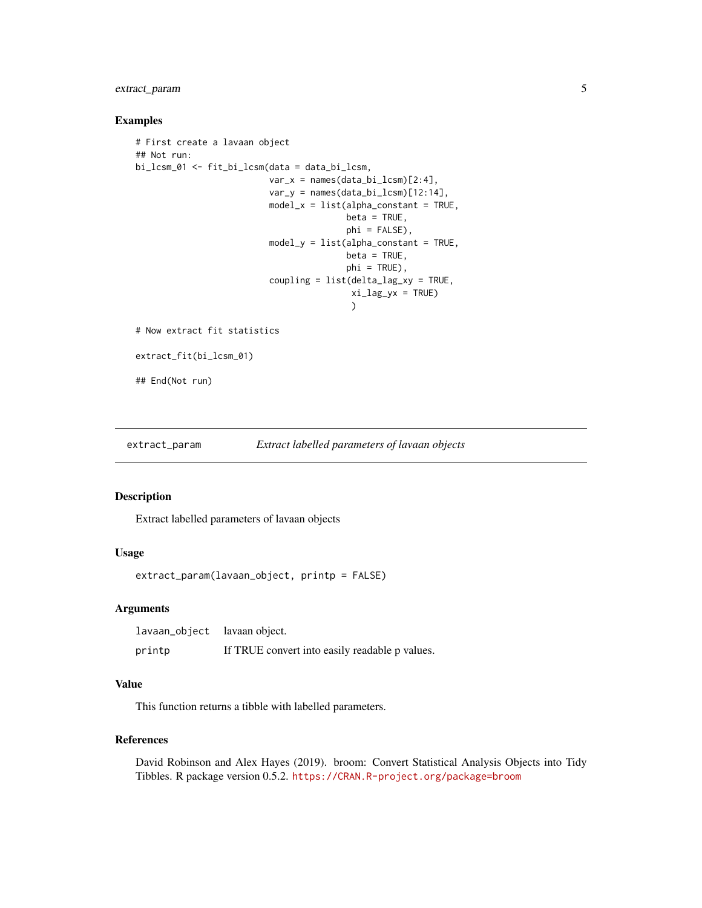## Examples

```
# First create a lavaan object
## Not run:
bi_lcsm_01 <- fit_bi_lcsm(data = data_bi_lcsm,
                          var_x = names(data_bi_lcsm)[2:4],
                          var_y = names(data_bi_lcsm)[12:14],
                          model_x = list(alpha_constant = TRUE,
                                         beta = TRUE,
                                         phi = FALSE),
                          model_y = list(alpha_constant = TRUE,
                                         beta = TRUE,
                                         phi = TRUE),
                          coupling = list(delta_lag_xy = TRUE,
                                          xi_lag_yx = TRUE)
                                          )

# Now extract fit statistics

extract_fit(bi_lcsm_01)

## End(Not run)
```

---

# extract_param — *Extract labelled parameters of lavaan objects*

## Description

Extract labelled parameters of lavaan objects

## Usage

```
extract_param(lavaan_object, printp = FALSE)
```

## Arguments

| | |
|---|---|
| `lavaan_object` | lavaan object. |
| `printp` | If TRUE convert into easily readable p values. |

## Value

This function returns a tibble with labelled parameters.

## References

David Robinson and Alex Hayes (2019). broom: Convert Statistical Analysis Objects into Tidy Tibbles. R package version 0.5.2. https://CRAN.R-project.org/package=broom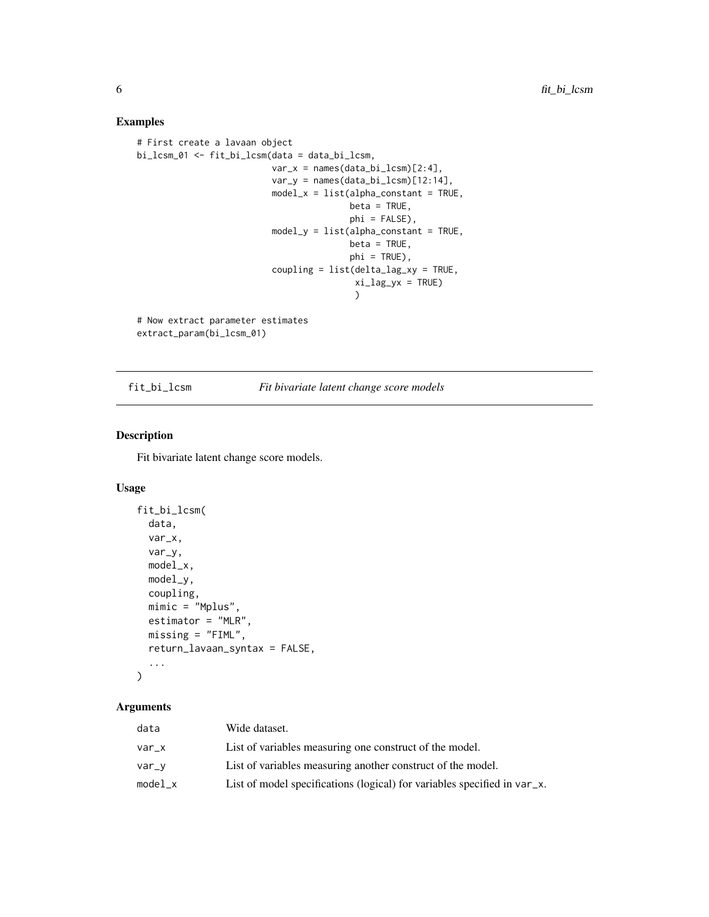## Examples

```
# First create a lavaan object
bi_lcsm_01 <- fit_bi_lcsm(data = data_bi_lcsm,
                          var_x = names(data_bi_lcsm)[2:4],
                          var_y = names(data_bi_lcsm)[12:14],
                          model_x = list(alpha_constant = TRUE,
                                         beta = TRUE,
                                         phi = FALSE),
                          model_y = list(alpha_constant = TRUE,
                                         beta = TRUE,
                                         phi = TRUE),
                          coupling = list(delta_lag_xy = TRUE,
                                          xi_lag_yx = TRUE)
                                          )

# Now extract parameter estimates
extract_param(bi_lcsm_01)
```

---

# fit_bi_lcsm — *Fit bivariate latent change score models*

## Description

Fit bivariate latent change score models.

## Usage

```
fit_bi_lcsm(
  data,
  var_x,
  var_y,
  model_x,
  model_y,
  coupling,
  mimic = "Mplus",
  estimator = "MLR",
  missing = "FIML",
  return_lavaan_syntax = FALSE,
  ...
)
```

## Arguments

| | |
|---|---|
| data | Wide dataset. |
| var_x | List of variables measuring one construct of the model. |
| var_y | List of variables measuring another construct of the model. |
| model_x | List of model specifications (logical) for variables specified in var_x. |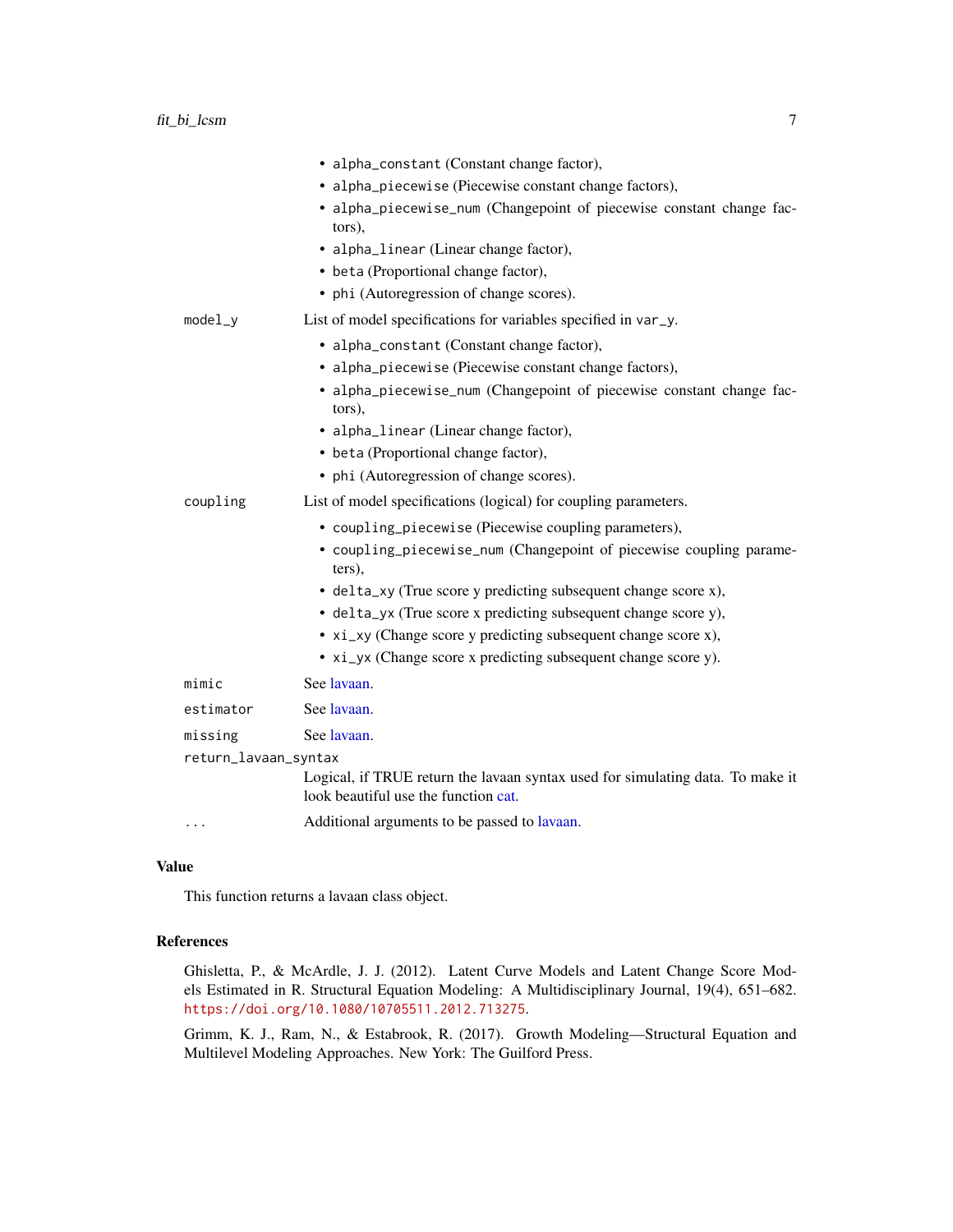- `alpha_constant` (Constant change factor),
- `alpha_piecewise` (Piecewise constant change factors),
- `alpha_piecewise_num` (Changepoint of piecewise constant change factors),
- `alpha_linear` (Linear change factor),
- `beta` (Proportional change factor),
- `phi` (Autoregression of change scores).

`model_y` List of model specifications for variables specified in `var_y`.

- `alpha_constant` (Constant change factor),
- `alpha_piecewise` (Piecewise constant change factors),
- `alpha_piecewise_num` (Changepoint of piecewise constant change factors),
- `alpha_linear` (Linear change factor),
- `beta` (Proportional change factor),
- `phi` (Autoregression of change scores).

`coupling` List of model specifications (logical) for coupling parameters.

- `coupling_piecewise` (Piecewise coupling parameters),
- `coupling_piecewise_num` (Changepoint of piecewise coupling parameters),
- `delta_xy` (True score y predicting subsequent change score x),
- `delta_yx` (True score x predicting subsequent change score y),
- `xi_xy` (Change score y predicting subsequent change score x),
- `xi_yx` (Change score x predicting subsequent change score y).

`mimic` See lavaan.

`estimator` See lavaan.

`missing` See lavaan.

`return_lavaan_syntax`
Logical, if TRUE return the lavaan syntax used for simulating data. To make it look beautiful use the function cat.

`...` Additional arguments to be passed to lavaan.

## Value

This function returns a lavaan class object.

## References

Ghisletta, P., & McArdle, J. J. (2012). Latent Curve Models and Latent Change Score Models Estimated in R. Structural Equation Modeling: A Multidisciplinary Journal, 19(4), 651–682. https://doi.org/10.1080/10705511.2012.713275.

Grimm, K. J., Ram, N., & Estabrook, R. (2017). Growth Modeling—Structural Equation and Multilevel Modeling Approaches. New York: The Guilford Press.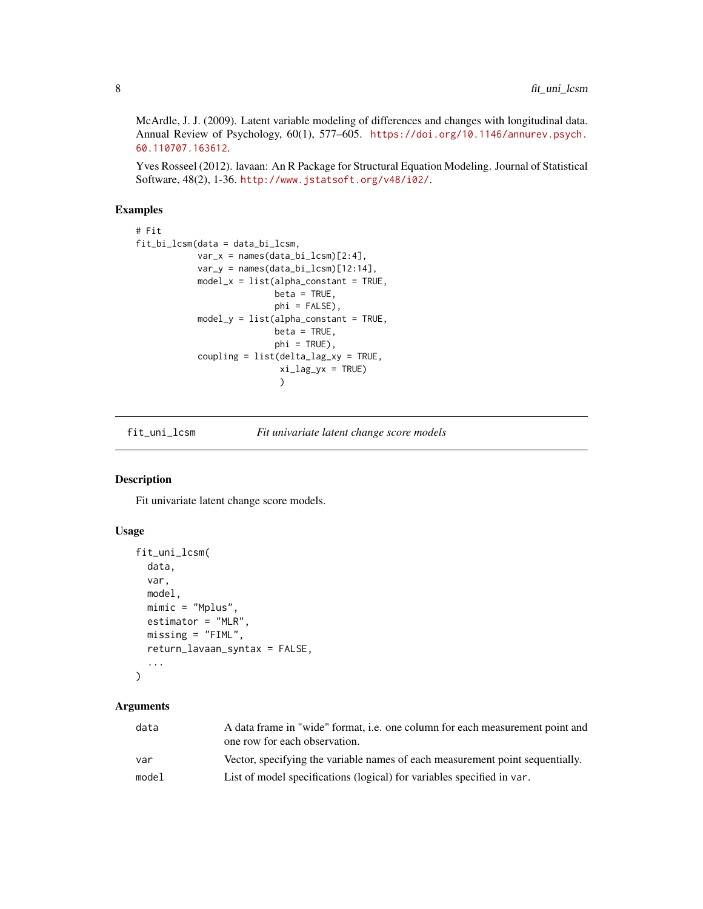McArdle, J. J. (2009). Latent variable modeling of differences and changes with longitudinal data. Annual Review of Psychology, 60(1), 577–605. https://doi.org/10.1146/annurev.psych.60.110707.163612.

Yves Rosseel (2012). lavaan: An R Package for Structural Equation Modeling. Journal of Statistical Software, 48(2), 1-36. http://www.jstatsoft.org/v48/i02/.

## Examples

```
# Fit
fit_bi_lcsm(data = data_bi_lcsm,
            var_x = names(data_bi_lcsm)[2:4],
            var_y = names(data_bi_lcsm)[12:14],
            model_x = list(alpha_constant = TRUE,
                           beta = TRUE,
                           phi = FALSE),
            model_y = list(alpha_constant = TRUE,
                           beta = TRUE,
                           phi = TRUE),
            coupling = list(delta_lag_xy = TRUE,
                            xi_lag_yx = TRUE)
                            )
```

---

# fit_uni_lcsm *Fit univariate latent change score models*

## Description

Fit univariate latent change score models.

## Usage

```
fit_uni_lcsm(
  data,
  var,
  model,
  mimic = "Mplus",
  estimator = "MLR",
  missing = "FIML",
  return_lavaan_syntax = FALSE,
  ...
)
```

## Arguments

| | |
|---|---|
| data | A data frame in "wide" format, i.e. one column for each measurement point and one row for each observation. |
| var | Vector, specifying the variable names of each measurement point sequentially. |
| model | List of model specifications (logical) for variables specified in var. |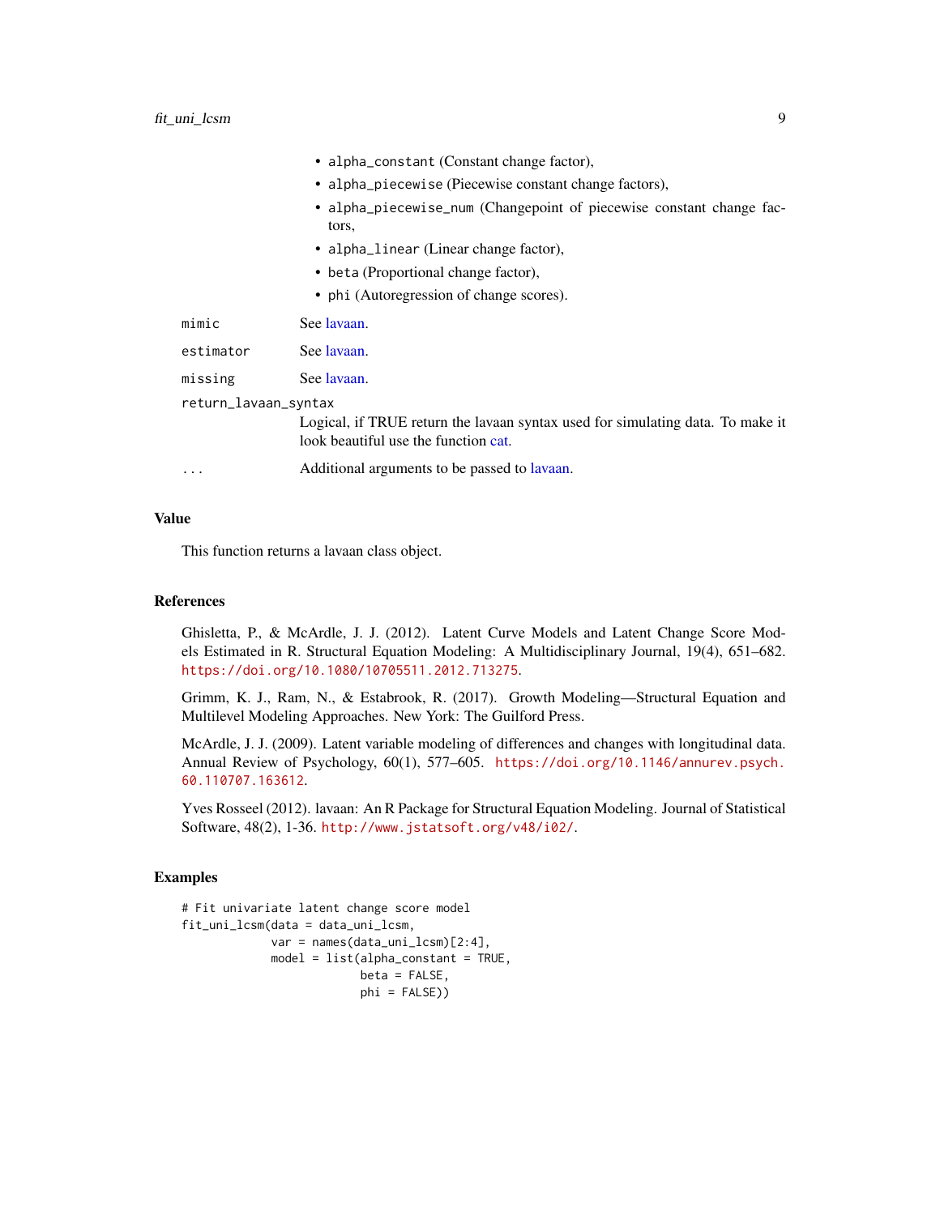- `alpha_constant` (Constant change factor),
- `alpha_piecewise` (Piecewise constant change factors),
- `alpha_piecewise_num` (Changepoint of piecewise constant change factors,
- `alpha_linear` (Linear change factor),
- `beta` (Proportional change factor),
- `phi` (Autoregression of change scores).

`mimic` See lavaan.

`estimator` See lavaan.

`missing` See lavaan.

`return_lavaan_syntax`
Logical, if TRUE return the lavaan syntax used for simulating data. To make it look beautiful use the function cat.

`...` Additional arguments to be passed to lavaan.

## Value

This function returns a lavaan class object.

## References

Ghisletta, P., & McArdle, J. J. (2012). Latent Curve Models and Latent Change Score Models Estimated in R. Structural Equation Modeling: A Multidisciplinary Journal, 19(4), 651–682. https://doi.org/10.1080/10705511.2012.713275.

Grimm, K. J., Ram, N., & Estabrook, R. (2017). Growth Modeling—Structural Equation and Multilevel Modeling Approaches. New York: The Guilford Press.

McArdle, J. J. (2009). Latent variable modeling of differences and changes with longitudinal data. Annual Review of Psychology, 60(1), 577–605. https://doi.org/10.1146/annurev.psych.60.110707.163612.

Yves Rosseel (2012). lavaan: An R Package for Structural Equation Modeling. Journal of Statistical Software, 48(2), 1-36. http://www.jstatsoft.org/v48/i02/.

## Examples

```
# Fit univariate latent change score model
fit_uni_lcsm(data = data_uni_lcsm,
             var = names(data_uni_lcsm)[2:4],
             model = list(alpha_constant = TRUE,
                          beta = FALSE,
                          phi = FALSE))
```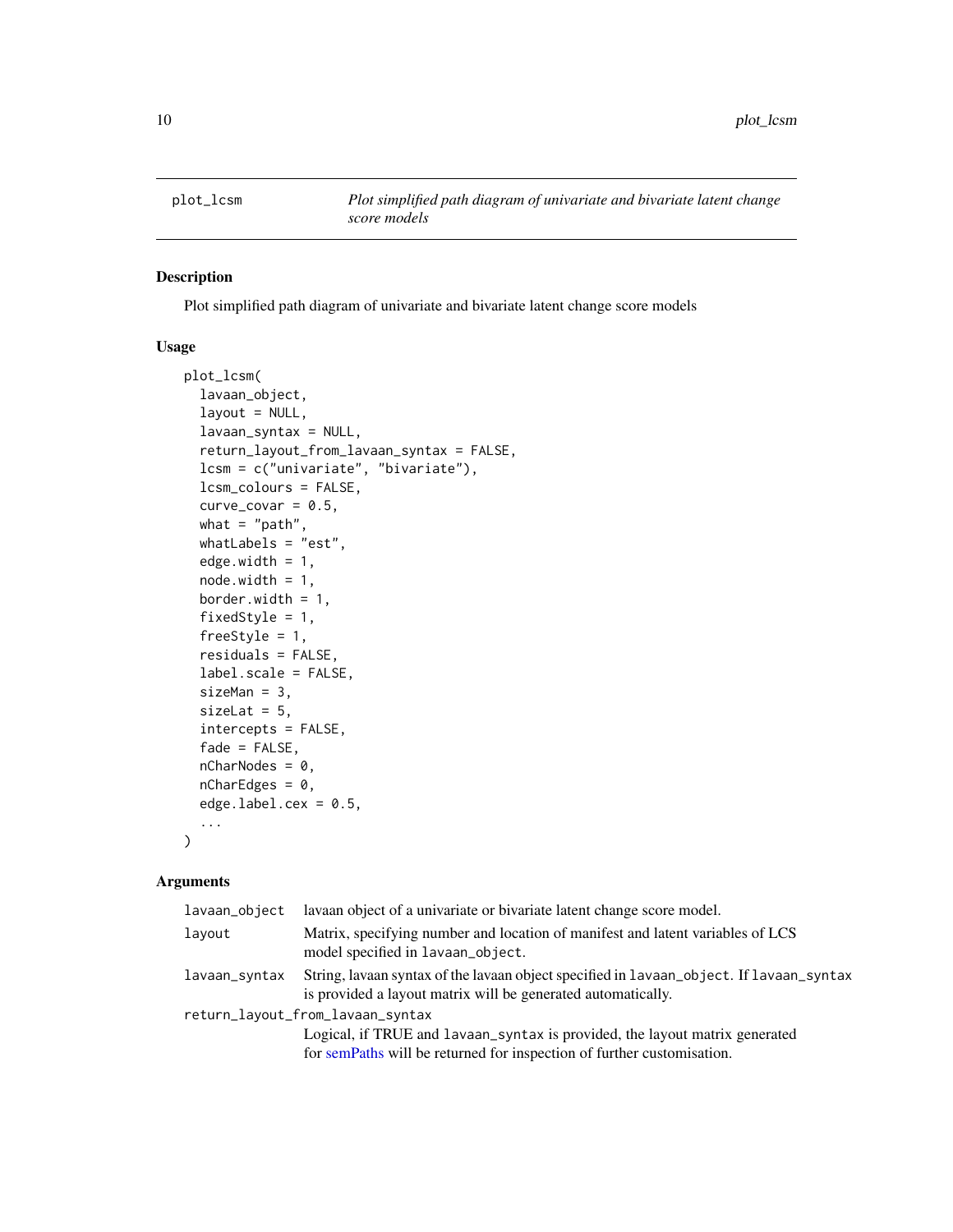## plot_lcsm — *Plot simplified path diagram of univariate and bivariate latent change score models*

### Description

Plot simplified path diagram of univariate and bivariate latent change score models

### Usage

```
plot_lcsm(
  lavaan_object,
  layout = NULL,
  lavaan_syntax = NULL,
  return_layout_from_lavaan_syntax = FALSE,
  lcsm = c("univariate", "bivariate"),
  lcsm_colours = FALSE,
  curve_covar = 0.5,
  what = "path",
  whatLabels = "est",
  edge.width = 1,
  node.width = 1,
  border.width = 1,
  fixedStyle = 1,
  freeStyle = 1,
  residuals = FALSE,
  label.scale = FALSE,
  sizeMan = 3,
  sizeLat = 5,
  intercepts = FALSE,
  fade = FALSE,
  nCharNodes = 0,
  nCharEdges = 0,
  edge.label.cex = 0.5,
  ...
)
```

### Arguments

| | |
|---|---|
| `lavaan_object` | lavaan object of a univariate or bivariate latent change score model. |
| `layout` | Matrix, specifying number and location of manifest and latent variables of LCS model specified in `lavaan_object`. |
| `lavaan_syntax` | String, lavaan syntax of the lavaan object specified in `lavaan_object`. If `lavaan_syntax` is provided a layout matrix will be generated automatically. |
| `return_layout_from_lavaan_syntax` | Logical, if TRUE and `lavaan_syntax` is provided, the layout matrix generated for semPaths will be returned for inspection of further customisation. |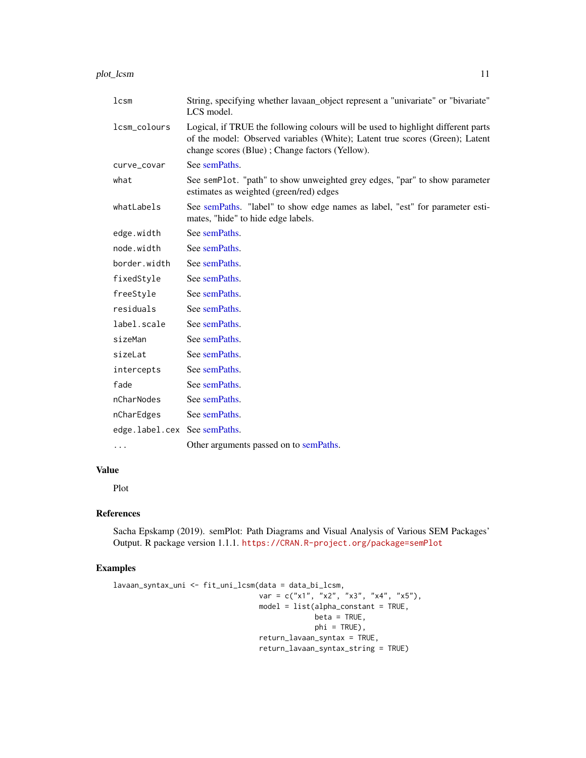| | |
|---|---|
| lcsm | String, specifying whether lavaan_object represent a "univariate" or "bivariate" LCS model. |
| lcsm_colours | Logical, if TRUE the following colours will be used to highlight different parts of the model: Observed variables (White); Latent true scores (Green); Latent change scores (Blue) ; Change factors (Yellow). |
| curve_covar | See semPaths. |
| what | See semPlot. "path" to show unweighted grey edges, "par" to show parameter estimates as weighted (green/red) edges |
| whatLabels | See semPaths. "label" to show edge names as label, "est" for parameter estimates, "hide" to hide edge labels. |
| edge.width | See semPaths. |
| node.width | See semPaths. |
| border.width | See semPaths. |
| fixedStyle | See semPaths. |
| freeStyle | See semPaths. |
| residuals | See semPaths. |
| label.scale | See semPaths. |
| sizeMan | See semPaths. |
| sizeLat | See semPaths. |
| intercepts | See semPaths. |
| fade | See semPaths. |
| nCharNodes | See semPaths. |
| nCharEdges | See semPaths. |
| edge.label.cex | See semPaths. |
| ... | Other arguments passed on to semPaths. |

## Value

Plot

## References

Sacha Epskamp (2019). semPlot: Path Diagrams and Visual Analysis of Various SEM Packages' Output. R package version 1.1.1. https://CRAN.R-project.org/package=semPlot

## Examples

```
lavaan_syntax_uni <- fit_uni_lcsm(data = data_bi_lcsm,
                                  var = c("x1", "x2", "x3", "x4", "x5"),
                                  model = list(alpha_constant = TRUE,
                                               beta = TRUE,
                                               phi = TRUE),
                                  return_lavaan_syntax = TRUE,
                                  return_lavaan_syntax_string = TRUE)
```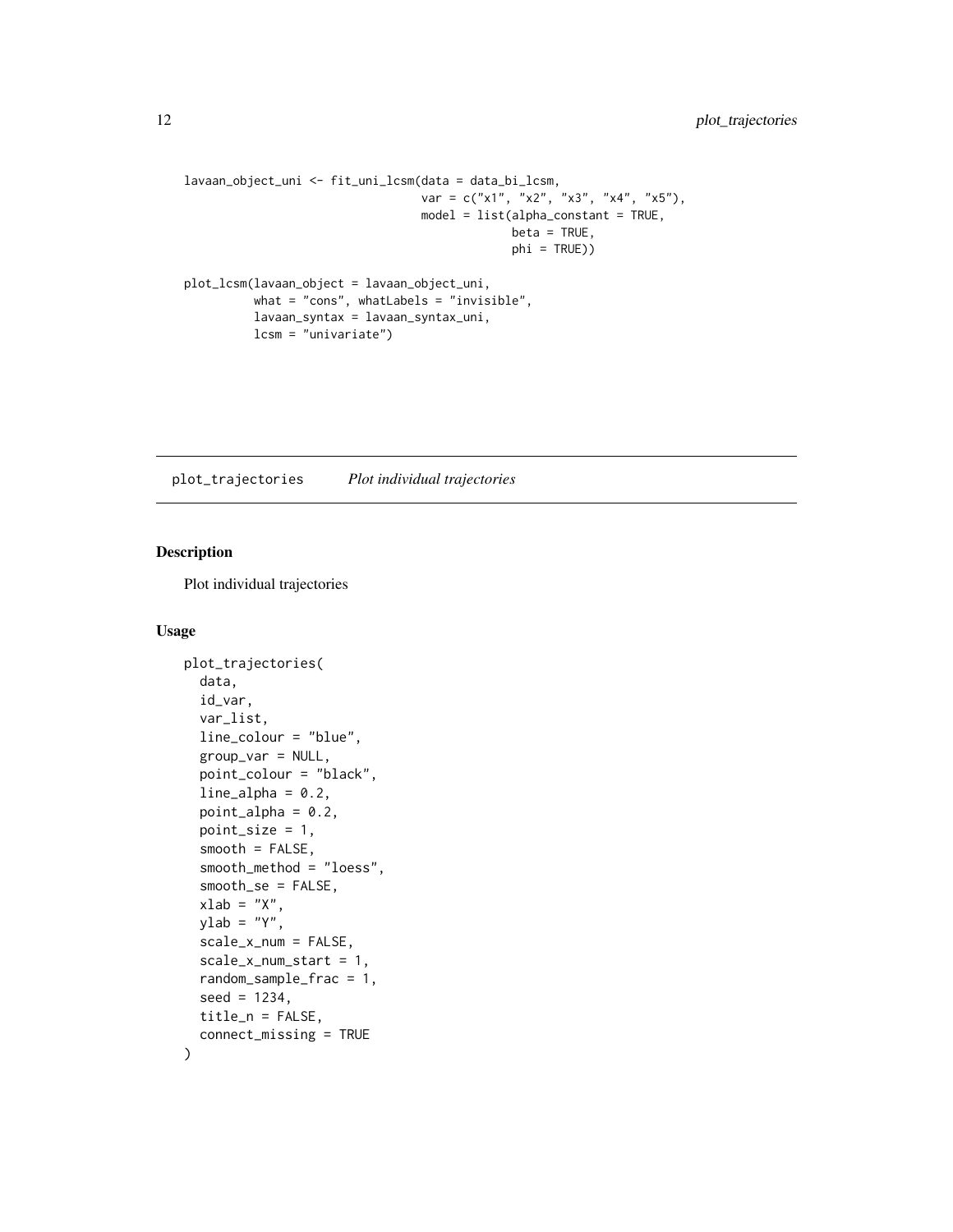```
lavaan_object_uni <- fit_uni_lcsm(data = data_bi_lcsm,
                                  var = c("x1", "x2", "x3", "x4", "x5"),
                                  model = list(alpha_constant = TRUE,
                                               beta = TRUE,
                                               phi = TRUE))

plot_lcsm(lavaan_object = lavaan_object_uni,
          what = "cons", whatLabels = "invisible",
          lavaan_syntax = lavaan_syntax_uni,
          lcsm = "univariate")
```

## plot_trajectories *Plot individual trajectories*

### Description

Plot individual trajectories

### Usage

```
plot_trajectories(
  data,
  id_var,
  var_list,
  line_colour = "blue",
  group_var = NULL,
  point_colour = "black",
  line_alpha = 0.2,
  point_alpha = 0.2,
  point_size = 1,
  smooth = FALSE,
  smooth_method = "loess",
  smooth_se = FALSE,
  xlab = "X",
  ylab = "Y",
  scale_x_num = FALSE,
  scale_x_num_start = 1,
  random_sample_frac = 1,
  seed = 1234,
  title_n = FALSE,
  connect_missing = TRUE
)
```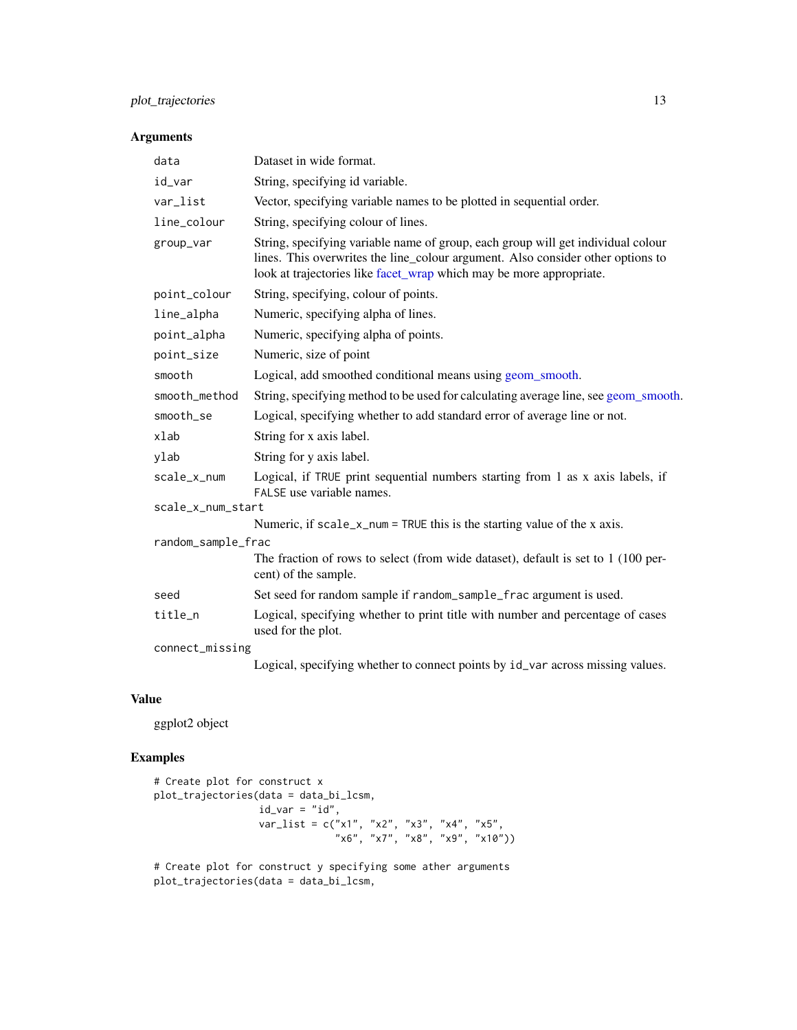## Arguments

| | |
|---|---|
| `data` | Dataset in wide format. |
| `id_var` | String, specifying id variable. |
| `var_list` | Vector, specifying variable names to be plotted in sequential order. |
| `line_colour` | String, specifying colour of lines. |
| `group_var` | String, specifying variable name of group, each group will get individual colour lines. This overwrites the line_colour argument. Also consider other options to look at trajectories like facet_wrap which may be more appropriate. |
| `point_colour` | String, specifying, colour of points. |
| `line_alpha` | Numeric, specifying alpha of lines. |
| `point_alpha` | Numeric, specifying alpha of points. |
| `point_size` | Numeric, size of point |
| `smooth` | Logical, add smoothed conditional means using geom_smooth. |
| `smooth_method` | String, specifying method to be used for calculating average line, see geom_smooth. |
| `smooth_se` | Logical, specifying whether to add standard error of average line or not. |
| `xlab` | String for x axis label. |
| `ylab` | String for y axis label. |
| `scale_x_num` | Logical, if `TRUE` print sequential numbers starting from 1 as x axis labels, if `FALSE` use variable names. |
| `scale_x_num_start` | Numeric, if `scale_x_num` = `TRUE` this is the starting value of the x axis. |
| `random_sample_frac` | The fraction of rows to select (from wide dataset), default is set to 1 (100 percent) of the sample. |
| `seed` | Set seed for random sample if `random_sample_frac` argument is used. |
| `title_n` | Logical, specifying whether to print title with number and percentage of cases used for the plot. |
| `connect_missing` | Logical, specifying whether to connect points by `id_var` across missing values. |

## Value

ggplot2 object

## Examples

```
# Create plot for construct x
plot_trajectories(data = data_bi_lcsm,
                  id_var = "id",
                  var_list = c("x1", "x2", "x3", "x4", "x5",
                               "x6", "x7", "x8", "x9", "x10"))

# Create plot for construct y specifying some ather arguments
plot_trajectories(data = data_bi_lcsm,
```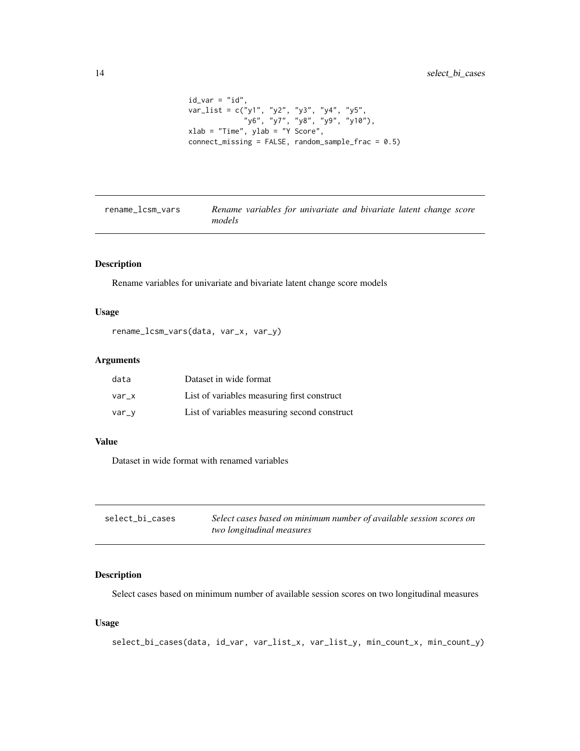```
              id_var = "id",
              var_list = c("y1", "y2", "y3", "y4", "y5",
                           "y6", "y7", "y8", "y9", "y10"),
              xlab = "Time", ylab = "Y Score",
              connect_missing = FALSE, random_sample_frac = 0.5)
```

---

## rename_lcsm_vars — *Rename variables for univariate and bivariate latent change score models*

### Description

Rename variables for univariate and bivariate latent change score models

### Usage

```
rename_lcsm_vars(data, var_x, var_y)
```

### Arguments

| | |
|---|---|
| data | Dataset in wide format |
| var_x | List of variables measuring first construct |
| var_y | List of variables measuring second construct |

### Value

Dataset in wide format with renamed variables

---

## select_bi_cases — *Select cases based on minimum number of available session scores on two longitudinal measures*

### Description

Select cases based on minimum number of available session scores on two longitudinal measures

### Usage

```
select_bi_cases(data, id_var, var_list_x, var_list_y, min_count_x, min_count_y)
```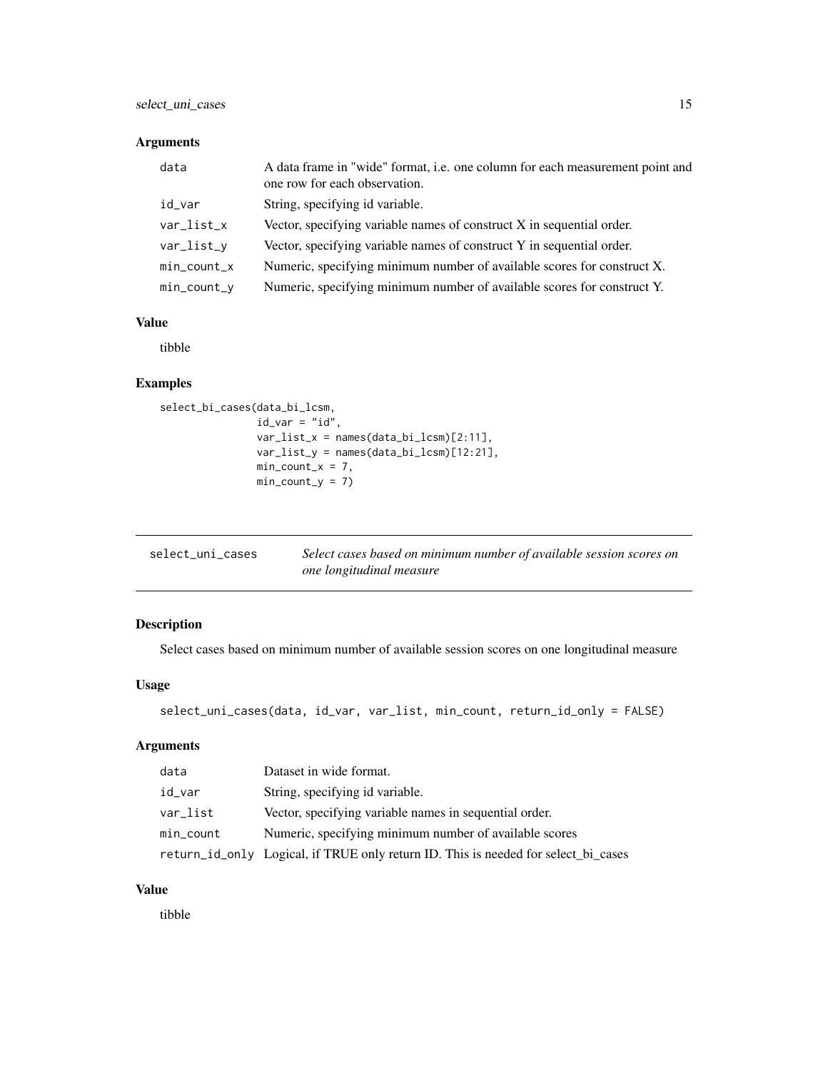### Arguments

| | |
|---|---|
| data | A data frame in "wide" format, i.e. one column for each measurement point and one row for each observation. |
| id_var | String, specifying id variable. |
| var_list_x | Vector, specifying variable names of construct X in sequential order. |
| var_list_y | Vector, specifying variable names of construct Y in sequential order. |
| min_count_x | Numeric, specifying minimum number of available scores for construct X. |
| min_count_y | Numeric, specifying minimum number of available scores for construct Y. |

### Value

tibble

### Examples

```
select_bi_cases(data_bi_lcsm,
                id_var = "id",
                var_list_x = names(data_bi_lcsm)[2:11],
                var_list_y = names(data_bi_lcsm)[12:21],
                min_count_x = 7,
                min_count_y = 7)
```

---

## select_uni_cases — *Select cases based on minimum number of available session scores on one longitudinal measure*

### Description

Select cases based on minimum number of available session scores on one longitudinal measure

### Usage

```
select_uni_cases(data, id_var, var_list, min_count, return_id_only = FALSE)
```

### Arguments

| | |
|---|---|
| data | Dataset in wide format. |
| id_var | String, specifying id variable. |
| var_list | Vector, specifying variable names in sequential order. |
| min_count | Numeric, specifying minimum number of available scores |
| return_id_only | Logical, if TRUE only return ID. This is needed for select_bi_cases |

### Value

tibble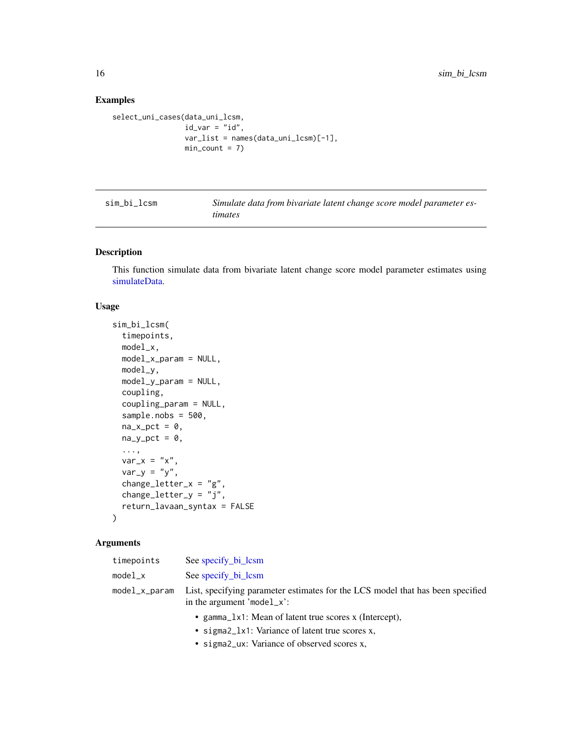## Examples

```
select_uni_cases(data_uni_lcsm,
                 id_var = "id",
                 var_list = names(data_uni_lcsm)[-1],
                 min_count = 7)
```

---

`sim_bi_lcsm` — *Simulate data from bivariate latent change score model parameter estimates*

---

## Description

This function simulate data from bivariate latent change score model parameter estimates using simulateData.

## Usage

```
sim_bi_lcsm(
  timepoints,
  model_x,
  model_x_param = NULL,
  model_y,
  model_y_param = NULL,
  coupling,
  coupling_param = NULL,
  sample.nobs = 500,
  na_x_pct = 0,
  na_y_pct = 0,
  ...,
  var_x = "x",
  var_y = "y",
  change_letter_x = "g",
  change_letter_y = "j",
  return_lavaan_syntax = FALSE
)
```

## Arguments

| | |
|---|---|
| `timepoints` | See specify_bi_lcsm |
| `model_x` | See specify_bi_lcsm |
| `model_x_param` | List, specifying parameter estimates for the LCS model that has been specified in the argument 'model_x':<br>• `gamma_lx1`: Mean of latent true scores x (Intercept),<br>• `sigma2_lx1`: Variance of latent true scores x,<br>• `sigma2_ux`: Variance of observed scores x, |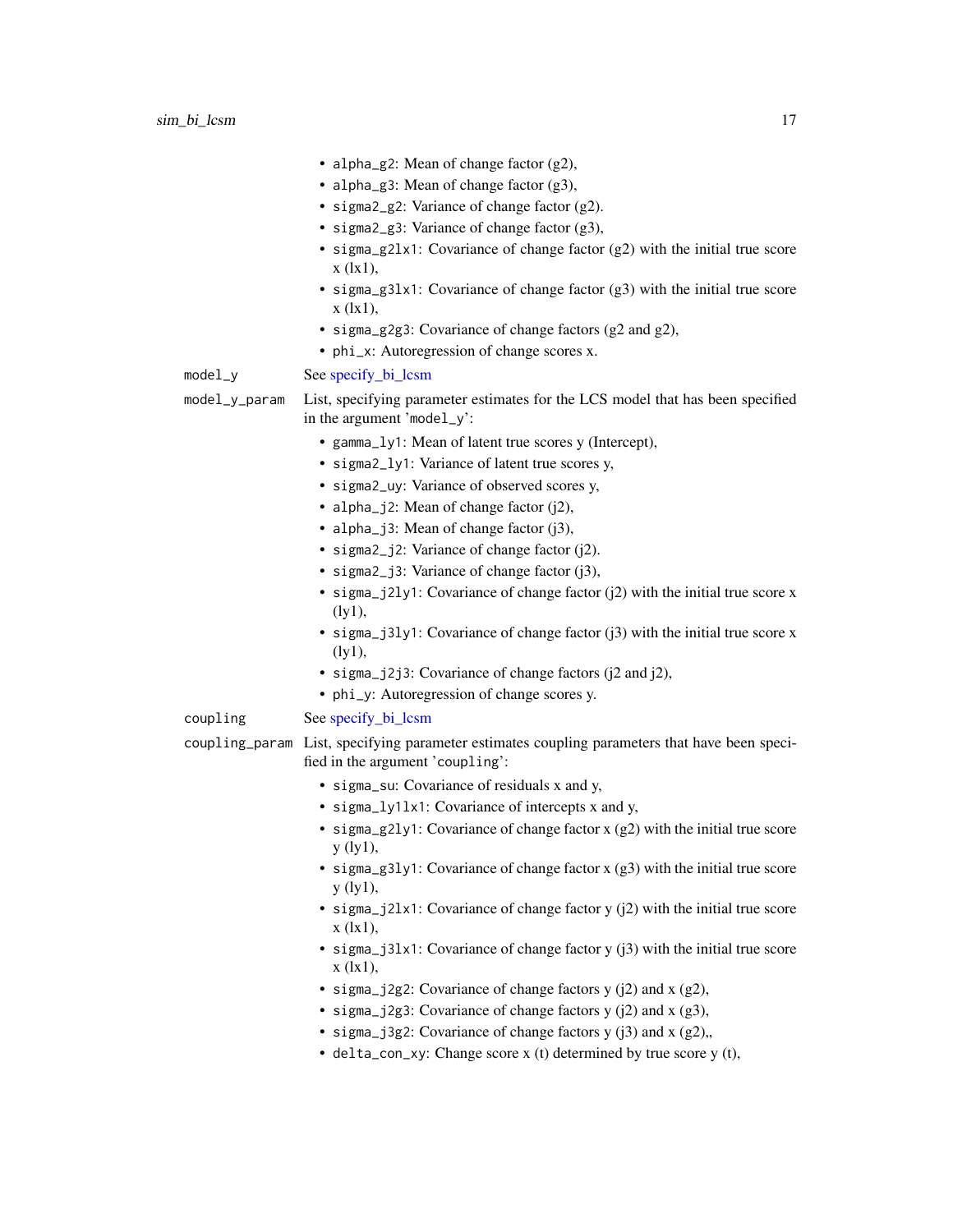- `alpha_g2`: Mean of change factor (g2),
- `alpha_g3`: Mean of change factor (g3),
- `sigma2_g2`: Variance of change factor (g2).
- `sigma2_g3`: Variance of change factor (g3),
- `sigma_g2lx1`: Covariance of change factor (g2) with the initial true score x (lx1),
- `sigma_g3lx1`: Covariance of change factor (g3) with the initial true score x (lx1),
- `sigma_g2g3`: Covariance of change factors (g2 and g2),
- `phi_x`: Autoregression of change scores x.

`model_y` See specify_bi_lcsm

`model_y_param` List, specifying parameter estimates for the LCS model that has been specified in the argument 'model_y':

- `gamma_ly1`: Mean of latent true scores y (Intercept),
- `sigma2_ly1`: Variance of latent true scores y,
- `sigma2_uy`: Variance of observed scores y,
- `alpha_j2`: Mean of change factor (j2),
- `alpha_j3`: Mean of change factor (j3),
- `sigma2_j2`: Variance of change factor (j2).
- `sigma2_j3`: Variance of change factor (j3),
- `sigma_j2ly1`: Covariance of change factor (j2) with the initial true score x (ly1),
- `sigma_j3ly1`: Covariance of change factor (j3) with the initial true score x (ly1),
- `sigma_j2j3`: Covariance of change factors (j2 and j2),
- `phi_y`: Autoregression of change scores y.

`coupling` See specify_bi_lcsm

`coupling_param` List, specifying parameter estimates coupling parameters that have been specified in the argument 'coupling':

- `sigma_su`: Covariance of residuals x and y,
- `sigma_ly1lx1`: Covariance of intercepts x and y,
- `sigma_g2ly1`: Covariance of change factor x (g2) with the initial true score y (ly1),
- `sigma_g3ly1`: Covariance of change factor x (g3) with the initial true score y (ly1),
- `sigma_j2lx1`: Covariance of change factor y (j2) with the initial true score x (lx1),
- `sigma_j3lx1`: Covariance of change factor y (j3) with the initial true score x (lx1),
- `sigma_j2g2`: Covariance of change factors y (j2) and x (g2),
- `sigma_j2g3`: Covariance of change factors y (j2) and x (g3),
- `sigma_j3g2`: Covariance of change factors y (j3) and x (g2),,
- `delta_con_xy`: Change score x (t) determined by true score y (t),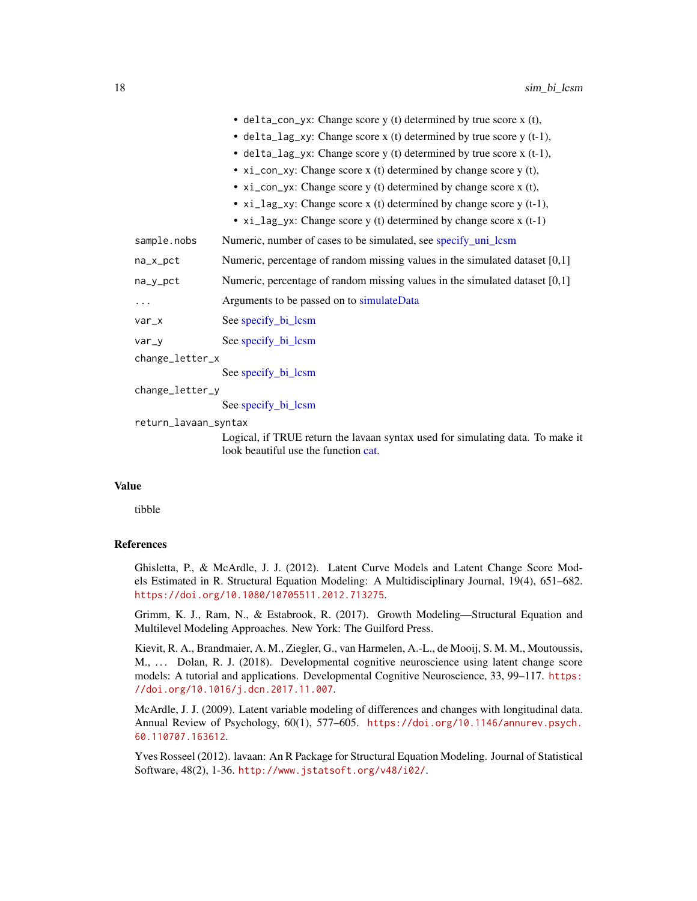- `delta_con_yx`: Change score y (t) determined by true score x (t),
- `delta_lag_xy`: Change score x (t) determined by true score y (t-1),
- `delta_lag_yx`: Change score y (t) determined by true score x (t-1),
- `xi_con_xy`: Change score x (t) determined by change score y (t),
- `xi_con_yx`: Change score y (t) determined by change score x (t),
- `xi_lag_xy`: Change score x (t) determined by change score y (t-1),
- `xi_lag_yx`: Change score y (t) determined by change score x (t-1)

`sample.nobs` Numeric, number of cases to be simulated, see specify_uni_lcsm

`na_x_pct` Numeric, percentage of random missing values in the simulated dataset [0,1]

`na_y_pct` Numeric, percentage of random missing values in the simulated dataset [0,1]

`...` Arguments to be passed on to simulateData

`var_x` See specify_bi_lcsm

`var_y` See specify_bi_lcsm

`change_letter_x` See specify_bi_lcsm

`change_letter_y` See specify_bi_lcsm

`return_lavaan_syntax` Logical, if TRUE return the lavaan syntax used for simulating data. To make it look beautiful use the function cat.

## Value

tibble

## References

Ghisletta, P., & McArdle, J. J. (2012). Latent Curve Models and Latent Change Score Models Estimated in R. Structural Equation Modeling: A Multidisciplinary Journal, 19(4), 651–682. https://doi.org/10.1080/10705511.2012.713275.

Grimm, K. J., Ram, N., & Estabrook, R. (2017). Growth Modeling—Structural Equation and Multilevel Modeling Approaches. New York: The Guilford Press.

Kievit, R. A., Brandmaier, A. M., Ziegler, G., van Harmelen, A.-L., de Mooij, S. M. M., Moutoussis, M., ... Dolan, R. J. (2018). Developmental cognitive neuroscience using latent change score models: A tutorial and applications. Developmental Cognitive Neuroscience, 33, 99–117. https://doi.org/10.1016/j.dcn.2017.11.007.

McArdle, J. J. (2009). Latent variable modeling of differences and changes with longitudinal data. Annual Review of Psychology, 60(1), 577–605. https://doi.org/10.1146/annurev.psych.60.110707.163612.

Yves Rosseel (2012). lavaan: An R Package for Structural Equation Modeling. Journal of Statistical Software, 48(2), 1-36. http://www.jstatsoft.org/v48/i02/.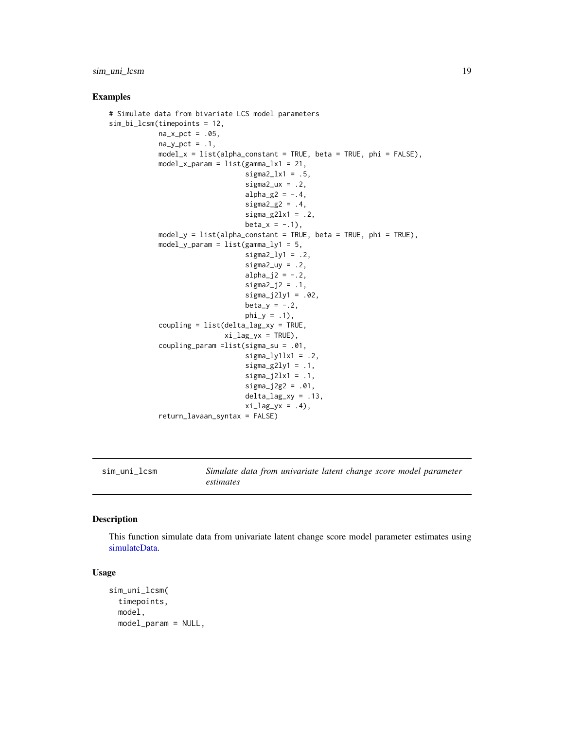## Examples

```
# Simulate data from bivariate LCS model parameters
sim_bi_lcsm(timepoints = 12,
            na_x_pct = .05,
            na_y_pct = .1,
            model_x = list(alpha_constant = TRUE, beta = TRUE, phi = FALSE),
            model_x_param = list(gamma_lx1 = 21,
                                 sigma2_lx1 = .5,
                                 sigma2_ux = .2,
                                 alpha_g2 = -.4,
                                 sigma2_g2 = .4,
                                 sigma_g2lx1 = .2,
                                 beta_x = -.1),
            model_y = list(alpha_constant = TRUE, beta = TRUE, phi = TRUE),
            model_y_param = list(gamma_ly1 = 5,
                                 sigma2_ly1 = .2,
                                 sigma2_uy = .2,
                                 alpha_j2 = -.2,
                                 sigma2_j2 = .1,
                                 sigma_j2ly1 = .02,
                                 beta_y = -.2,
                                 phi_y = .1),
            coupling = list(delta_lag_xy = TRUE,
                            xi_lag_yx = TRUE),
            coupling_param =list(sigma_su = .01,
                                 sigma_ly1lx1 = .2,
                                 sigma_g2ly1 = .1,
                                 sigma_j2lx1 = .1,
                                 sigma_j2g2 = .01,
                                 delta_lag_xy = .13,
                                 xi_lag_yx = .4),
            return_lavaan_syntax = FALSE)
```

---

# sim_uni_lcsm — *Simulate data from univariate latent change score model parameter estimates*

---

## Description

This function simulate data from univariate latent change score model parameter estimates using simulateData.

## Usage

```
sim_uni_lcsm(
  timepoints,
  model,
  model_param = NULL,
```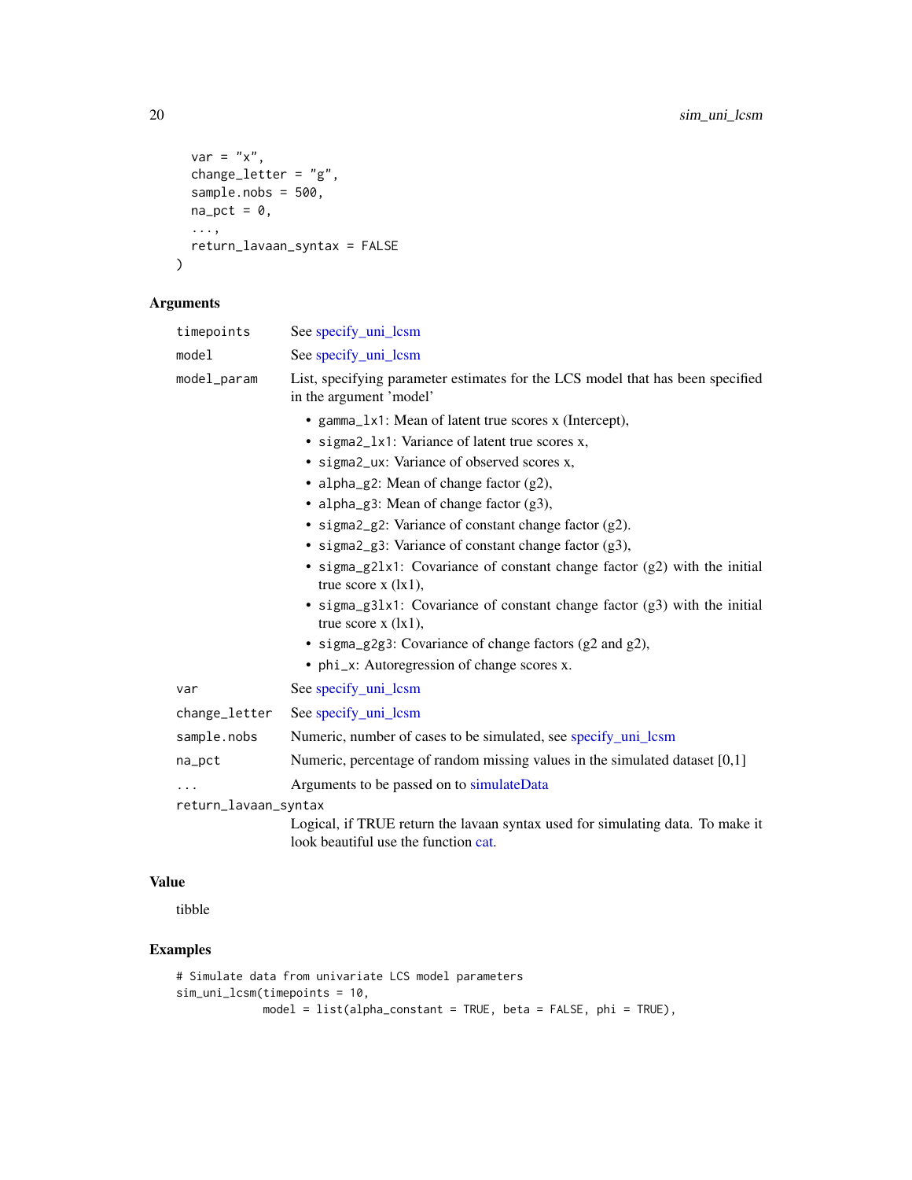```
  var = "x",
  change_letter = "g",
  sample.nobs = 500,
  na_pct = 0,
  ...,
  return_lavaan_syntax = FALSE
)
```

## Arguments

| | |
|---|---|
| `timepoints` | See specify_uni_lcsm |
| `model` | See specify_uni_lcsm |
| `model_param` | List, specifying parameter estimates for the LCS model that has been specified in the argument 'model' <br> • `gamma_lx1`: Mean of latent true scores x (Intercept), <br> • `sigma2_lx1`: Variance of latent true scores x, <br> • `sigma2_ux`: Variance of observed scores x, <br> • `alpha_g2`: Mean of change factor (g2), <br> • `alpha_g3`: Mean of change factor (g3), <br> • `sigma2_g2`: Variance of constant change factor (g2). <br> • `sigma2_g3`: Variance of constant change factor (g3), <br> • `sigma_g2lx1`: Covariance of constant change factor (g2) with the initial true score x (lx1), <br> • `sigma_g3lx1`: Covariance of constant change factor (g3) with the initial true score x (lx1), <br> • `sigma_g2g3`: Covariance of change factors (g2 and g2), <br> • `phi_x`: Autoregression of change scores x. |
| `var` | See specify_uni_lcsm |
| `change_letter` | See specify_uni_lcsm |
| `sample.nobs` | Numeric, number of cases to be simulated, see specify_uni_lcsm |
| `na_pct` | Numeric, percentage of random missing values in the simulated dataset [0,1] |
| `...` | Arguments to be passed on to simulateData |
| `return_lavaan_syntax` | Logical, if TRUE return the lavaan syntax used for simulating data. To make it look beautiful use the function cat. |

## Value

tibble

## Examples

```
# Simulate data from univariate LCS model parameters
sim_uni_lcsm(timepoints = 10,
             model = list(alpha_constant = TRUE, beta = FALSE, phi = TRUE),
```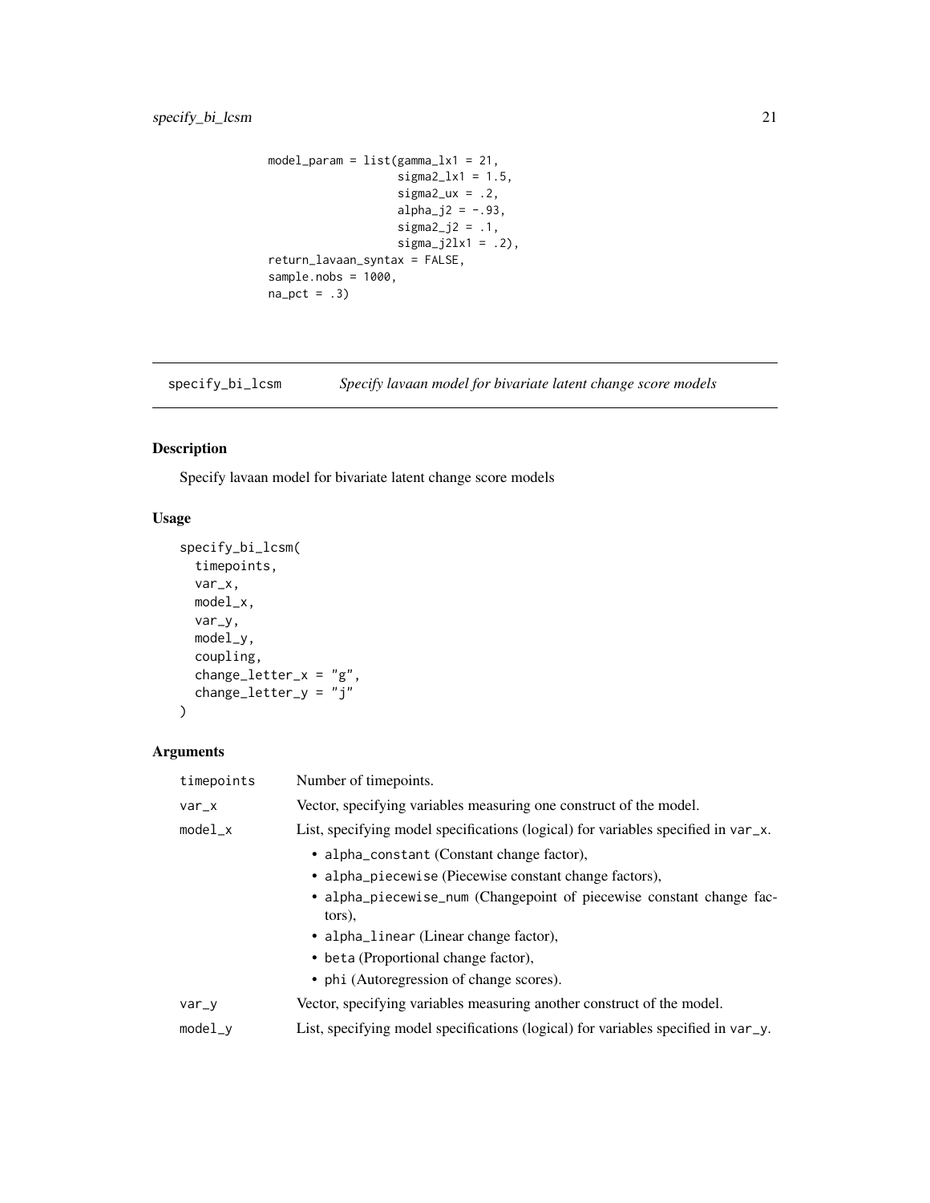```
              model_param = list(gamma_lx1 = 21,
                                 sigma2_lx1 = 1.5,
                                 sigma2_ux = .2,
                                 alpha_j2 = -.93,
                                 sigma2_j2 = .1,
                                 sigma_j2lx1 = .2),
              return_lavaan_syntax = FALSE,
              sample.nobs = 1000,
              na_pct = .3)
```

## specify_bi_lcsm — *Specify lavaan model for bivariate latent change score models*

### Description

Specify lavaan model for bivariate latent change score models

### Usage

```
specify_bi_lcsm(
  timepoints,
  var_x,
  model_x,
  var_y,
  model_y,
  coupling,
  change_letter_x = "g",
  change_letter_y = "j"
)
```

### Arguments

| | |
|---|---|
| timepoints | Number of timepoints. |
| var_x | Vector, specifying variables measuring one construct of the model. |
| model_x | List, specifying model specifications (logical) for variables specified in var_x.<br>• alpha_constant (Constant change factor),<br>• alpha_piecewise (Piecewise constant change factors),<br>• alpha_piecewise_num (Changepoint of piecewise constant change factors),<br>• alpha_linear (Linear change factor),<br>• beta (Proportional change factor),<br>• phi (Autoregression of change scores). |
| var_y | Vector, specifying variables measuring another construct of the model. |
| model_y | List, specifying model specifications (logical) for variables specified in var_y. |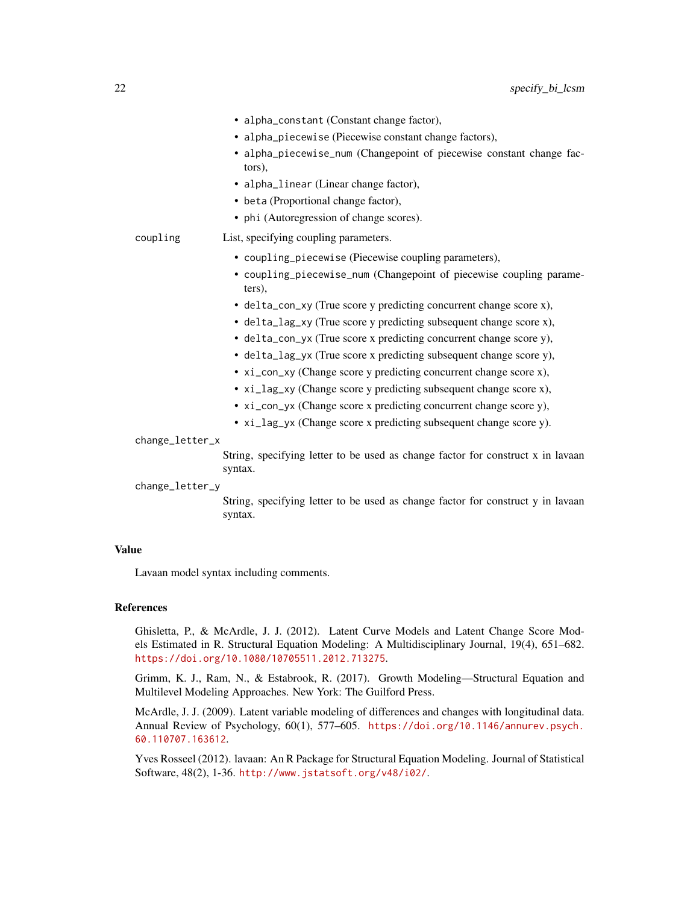- `alpha_constant` (Constant change factor),
- `alpha_piecewise` (Piecewise constant change factors),
- `alpha_piecewise_num` (Changepoint of piecewise constant change factors),
- `alpha_linear` (Linear change factor),
- `beta` (Proportional change factor),
- `phi` (Autoregression of change scores).

`coupling` List, specifying coupling parameters.

- `coupling_piecewise` (Piecewise coupling parameters),
- `coupling_piecewise_num` (Changepoint of piecewise coupling parameters),
- `delta_con_xy` (True score y predicting concurrent change score x),
- `delta_lag_xy` (True score y predicting subsequent change score x),
- `delta_con_yx` (True score x predicting concurrent change score y),
- `delta_lag_yx` (True score x predicting subsequent change score y),
- `xi_con_xy` (Change score y predicting concurrent change score x),
- `xi_lag_xy` (Change score y predicting subsequent change score x),
- `xi_con_yx` (Change score x predicting concurrent change score y),
- `xi_lag_yx` (Change score x predicting subsequent change score y).

`change_letter_x`
String, specifying letter to be used as change factor for construct x in lavaan syntax.

`change_letter_y`
String, specifying letter to be used as change factor for construct y in lavaan syntax.

## Value

Lavaan model syntax including comments.

## References

Ghisletta, P., & McArdle, J. J. (2012). Latent Curve Models and Latent Change Score Models Estimated in R. Structural Equation Modeling: A Multidisciplinary Journal, 19(4), 651–682. https://doi.org/10.1080/10705511.2012.713275.

Grimm, K. J., Ram, N., & Estabrook, R. (2017). Growth Modeling—Structural Equation and Multilevel Modeling Approaches. New York: The Guilford Press.

McArdle, J. J. (2009). Latent variable modeling of differences and changes with longitudinal data. Annual Review of Psychology, 60(1), 577–605. https://doi.org/10.1146/annurev.psych.60.110707.163612.

Yves Rosseel (2012). lavaan: An R Package for Structural Equation Modeling. Journal of Statistical Software, 48(2), 1-36. http://www.jstatsoft.org/v48/i02/.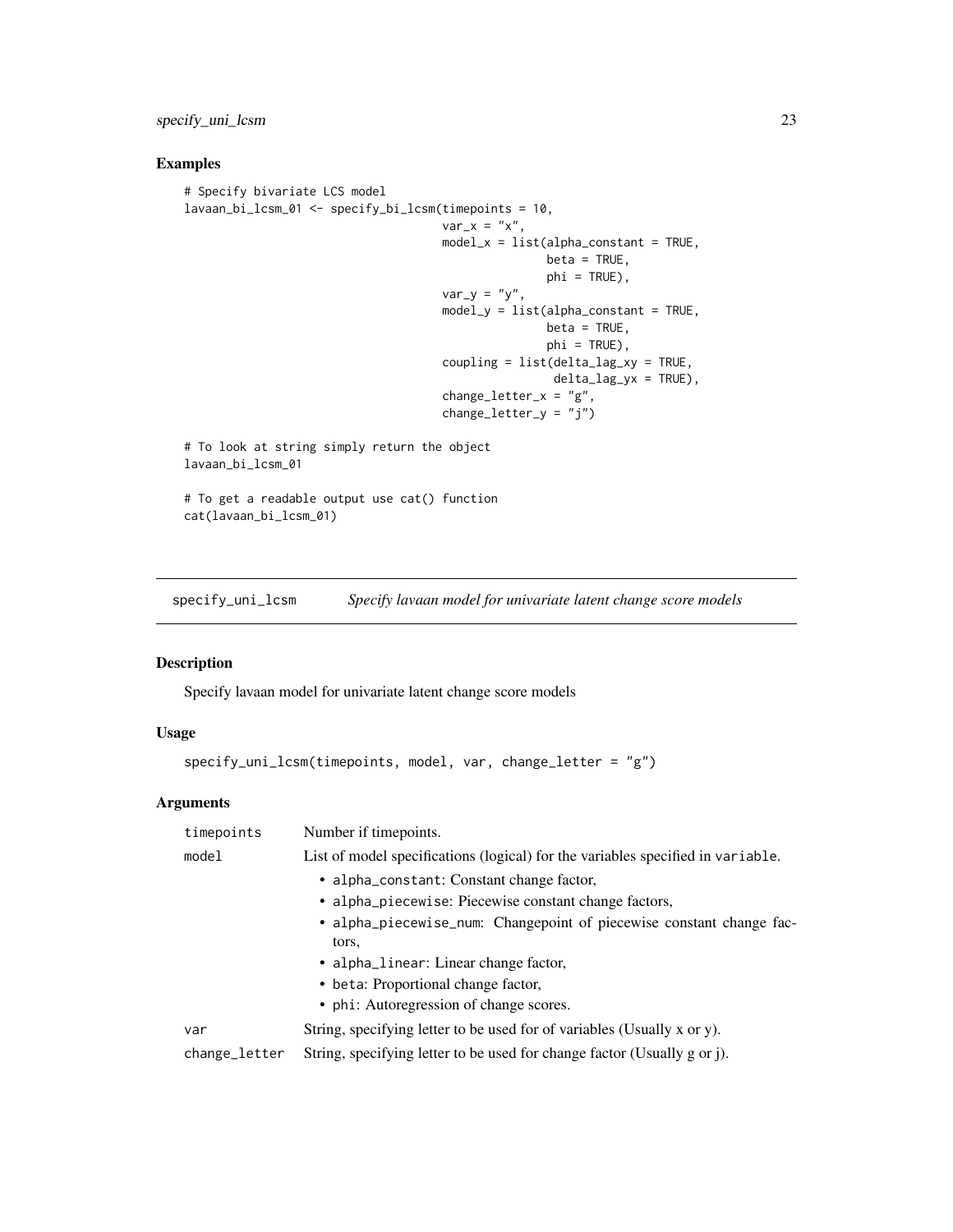## Examples

```
# Specify bivariate LCS model
lavaan_bi_lcsm_01 <- specify_bi_lcsm(timepoints = 10,
                                     var_x = "x",
                                     model_x = list(alpha_constant = TRUE,
                                                    beta = TRUE,
                                                    phi = TRUE),
                                     var_y = "y",
                                     model_y = list(alpha_constant = TRUE,
                                                    beta = TRUE,
                                                    phi = TRUE),
                                     coupling = list(delta_lag_xy = TRUE,
                                                     delta_lag_yx = TRUE),
                                     change_letter_x = "g",
                                     change_letter_y = "j")

# To look at string simply return the object
lavaan_bi_lcsm_01

# To get a readable output use cat() function
cat(lavaan_bi_lcsm_01)
```

---

## specify_uni_lcsm — *Specify lavaan model for univariate latent change score models*

### Description

Specify lavaan model for univariate latent change score models

### Usage

```
specify_uni_lcsm(timepoints, model, var, change_letter = "g")
```

### Arguments

| | |
|---|---|
| timepoints | Number if timepoints. |
| model | List of model specifications (logical) for the variables specified in variable.<br>• alpha_constant: Constant change factor,<br>• alpha_piecewise: Piecewise constant change factors,<br>• alpha_piecewise_num: Changepoint of piecewise constant change factors,<br>• alpha_linear: Linear change factor,<br>• beta: Proportional change factor,<br>• phi: Autoregression of change scores. |
| var | String, specifying letter to be used for of variables (Usually x or y). |
| change_letter | String, specifying letter to be used for change factor (Usually g or j). |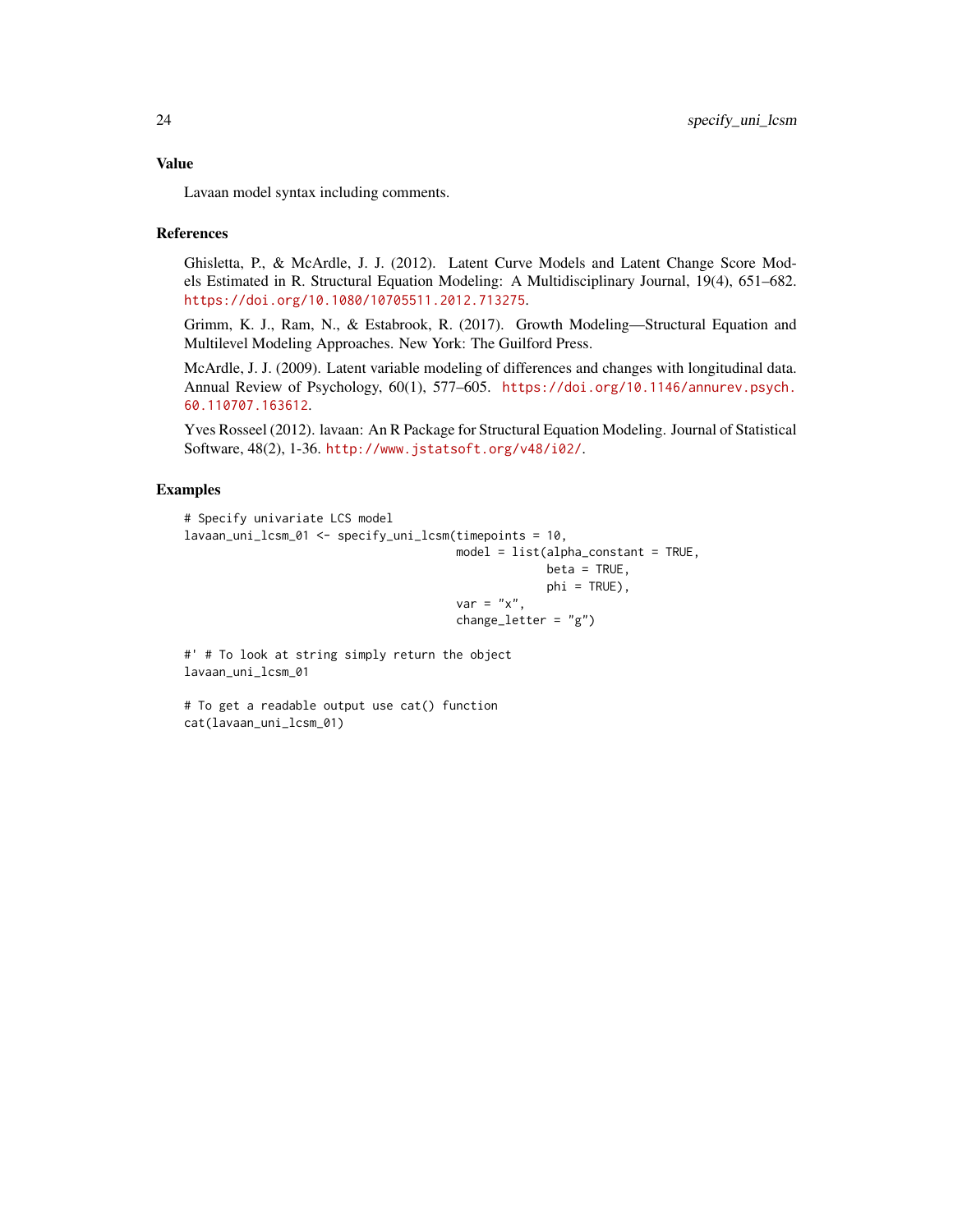### Value

Lavaan model syntax including comments.

### References

Ghisletta, P., & McArdle, J. J. (2012). Latent Curve Models and Latent Change Score Models Estimated in R. Structural Equation Modeling: A Multidisciplinary Journal, 19(4), 651–682. https://doi.org/10.1080/10705511.2012.713275.

Grimm, K. J., Ram, N., & Estabrook, R. (2017). Growth Modeling—Structural Equation and Multilevel Modeling Approaches. New York: The Guilford Press.

McArdle, J. J. (2009). Latent variable modeling of differences and changes with longitudinal data. Annual Review of Psychology, 60(1), 577–605. https://doi.org/10.1146/annurev.psych.60.110707.163612.

Yves Rosseel (2012). lavaan: An R Package for Structural Equation Modeling. Journal of Statistical Software, 48(2), 1-36. http://www.jstatsoft.org/v48/i02/.

### Examples

```
# Specify univariate LCS model
lavaan_uni_lcsm_01 <- specify_uni_lcsm(timepoints = 10,
                                       model = list(alpha_constant = TRUE,
                                                    beta = TRUE,
                                                    phi = TRUE),
                                       var = "x",
                                       change_letter = "g")

#' # To look at string simply return the object
lavaan_uni_lcsm_01

# To get a readable output use cat() function
cat(lavaan_uni_lcsm_01)
```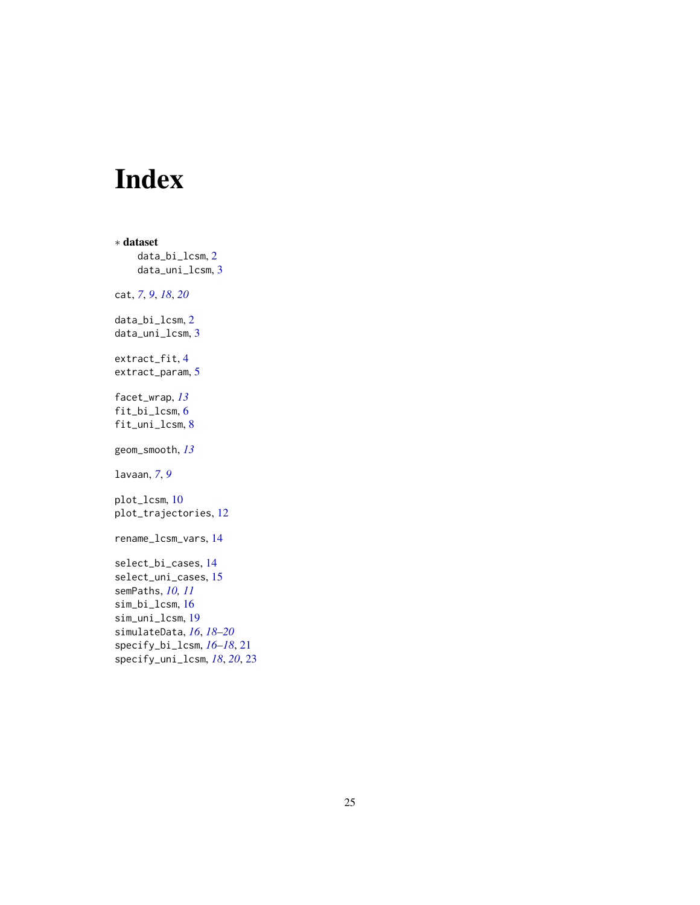# Index

∗ **dataset**

- data_bi_lcsm, 2
- data_uni_lcsm, 3

cat, *7*, *9*, *18*, *20*

data_bi_lcsm, 2
data_uni_lcsm, 3

extract_fit, 4
extract_param, 5

facet_wrap, *13*
fit_bi_lcsm, 6
fit_uni_lcsm, 8

geom_smooth, *13*

lavaan, *7*, *9*

plot_lcsm, 10
plot_trajectories, 12

rename_lcsm_vars, 14

select_bi_cases, 14
select_uni_cases, 15
semPaths, *10, 11*
sim_bi_lcsm, 16
sim_uni_lcsm, 19
simulateData, *16*, *18–20*
specify_bi_lcsm, *16–18*, 21
specify_uni_lcsm, *18*, *20*, 23